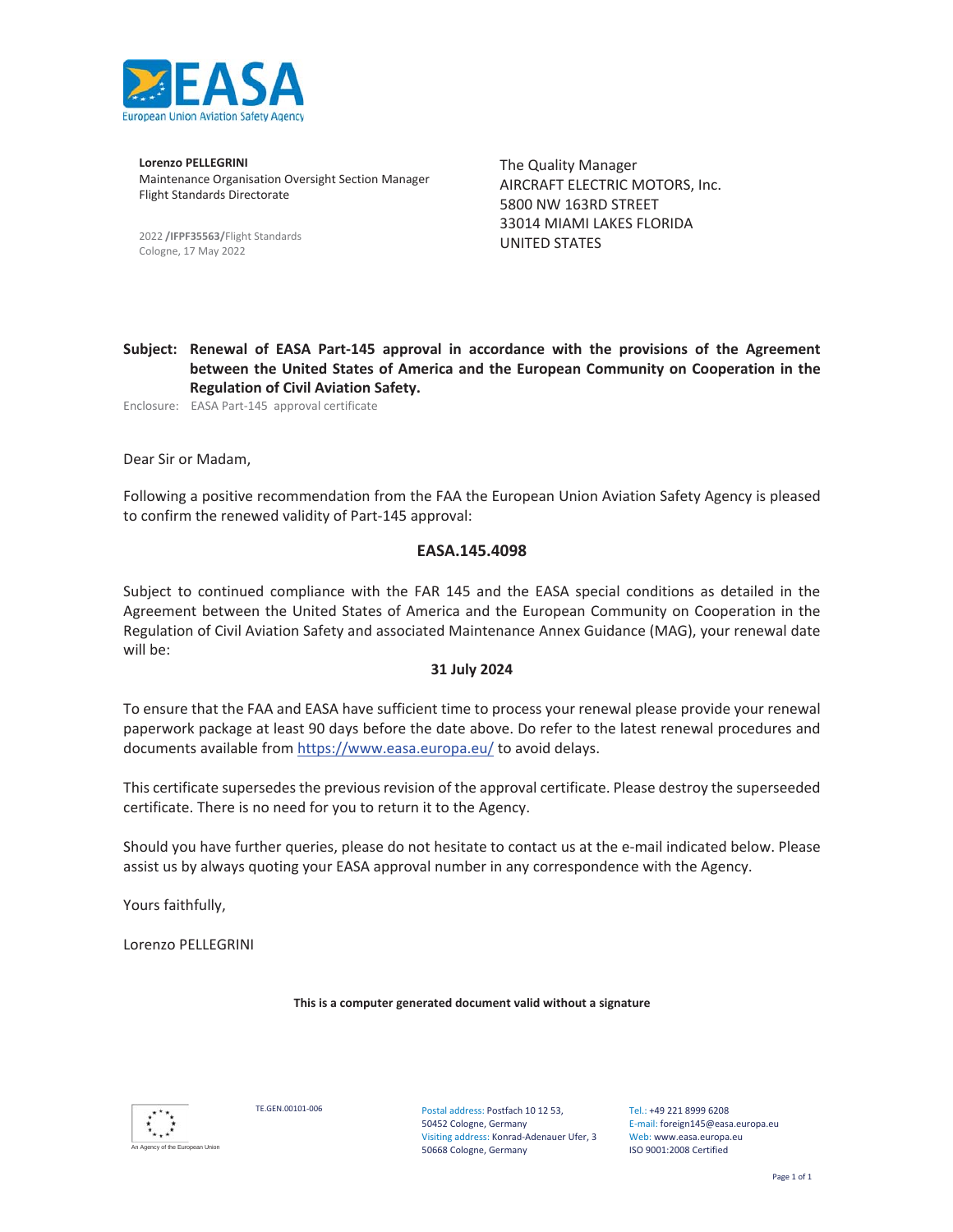EASA

European Union Aviation Safety Agency

**Lorenzo PELLEGRINI**
Maintenance Organisation Oversight Section Manager
Flight Standards Directorate

2022 /**IFPF35563/**Flight Standards
Cologne, 17 May 2022

The Quality Manager
AIRCRAFT ELECTRIC MOTORS, Inc.
5800 NW 163RD STREET
33014 MIAMI LAKES FLORIDA
UNITED STATES

**Subject: Renewal of EASA Part-145 approval in accordance with the provisions of the Agreement between the United States of America and the European Community on Cooperation in the Regulation of Civil Aviation Safety.**

Enclosure: EASA Part-145 approval certificate

Dear Sir or Madam,

Following a positive recommendation from the FAA the European Union Aviation Safety Agency is pleased to confirm the renewed validity of Part-145 approval:

**EASA.145.4098**

Subject to continued compliance with the FAR 145 and the EASA special conditions as detailed in the Agreement between the United States of America and the European Community on Cooperation in the Regulation of Civil Aviation Safety and associated Maintenance Annex Guidance (MAG), your renewal date will be:

**31 July 2024**

To ensure that the FAA and EASA have sufficient time to process your renewal please provide your renewal paperwork package at least 90 days before the date above. Do refer to the latest renewal procedures and documents available from https://www.easa.europa.eu/ to avoid delays.

This certificate supersedes the previous revision of the approval certificate. Please destroy the superseeded certificate. There is no need for you to return it to the Agency.

Should you have further queries, please do not hesitate to contact us at the e-mail indicated below. Please assist us by always quoting your EASA approval number in any correspondence with the Agency.

Yours faithfully,

Lorenzo PELLEGRINI

**This is a computer generated document valid without a signature**

An Agency of the European Union

TE.GEN.00101-006

Postal address: Postfach 10 12 53, 50452 Cologne, Germany
Visiting address: Konrad-Adenauer Ufer, 3 50668 Cologne, Germany

Tel.: +49 221 8999 6208
E-mail: foreign145@easa.europa.eu
Web: www.easa.europa.eu
ISO 9001:2008 Certified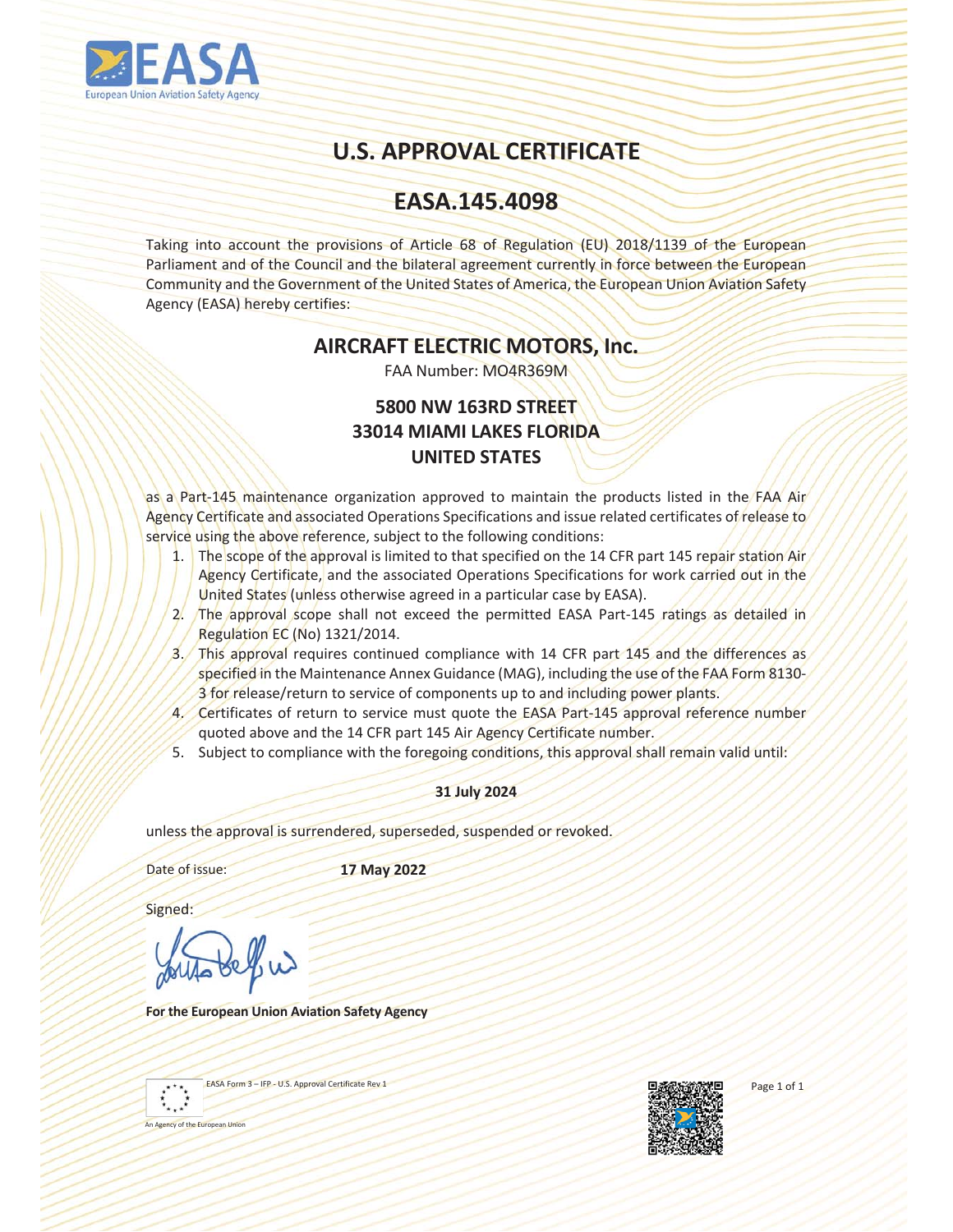EASA

European Union Aviation Safety Agency

# U.S. APPROVAL CERTIFICATE

# EASA.145.4098

Taking into account the provisions of Article 68 of Regulation (EU) 2018/1139 of the European Parliament and of the Council and the bilateral agreement currently in force between the European Community and the Government of the United States of America, the European Union Aviation Safety Agency (EASA) hereby certifies:

## AIRCRAFT ELECTRIC MOTORS, Inc.

FAA Number: MO4R369M

**5800 NW 163RD STREET**
**33014 MIAMI LAKES FLORIDA**
**UNITED STATES**

as a Part-145 maintenance organization approved to maintain the products listed in the FAA Air Agency Certificate and associated Operations Specifications and issue related certificates of release to service using the above reference, subject to the following conditions:

1. The scope of the approval is limited to that specified on the 14 CFR part 145 repair station Air Agency Certificate, and the associated Operations Specifications for work carried out in the United States (unless otherwise agreed in a particular case by EASA).
2. The approval scope shall not exceed the permitted EASA Part-145 ratings as detailed in Regulation EC (No) 1321/2014.
3. This approval requires continued compliance with 14 CFR part 145 and the differences as specified in the Maintenance Annex Guidance (MAG), including the use of the FAA Form 8130-3 for release/return to service of components up to and including power plants.
4. Certificates of return to service must quote the EASA Part-145 approval reference number quoted above and the 14 CFR part 145 Air Agency Certificate number.
5. Subject to compliance with the foregoing conditions, this approval shall remain valid until:

**31 July 2024**

unless the approval is surrendered, superseded, suspended or revoked.

Date of issue: **17 May 2022**

Signed:

**For the European Union Aviation Safety Agency**

EASA Form 3 – IFP - U.S. Approval Certificate Rev 1

An Agency of the European Union